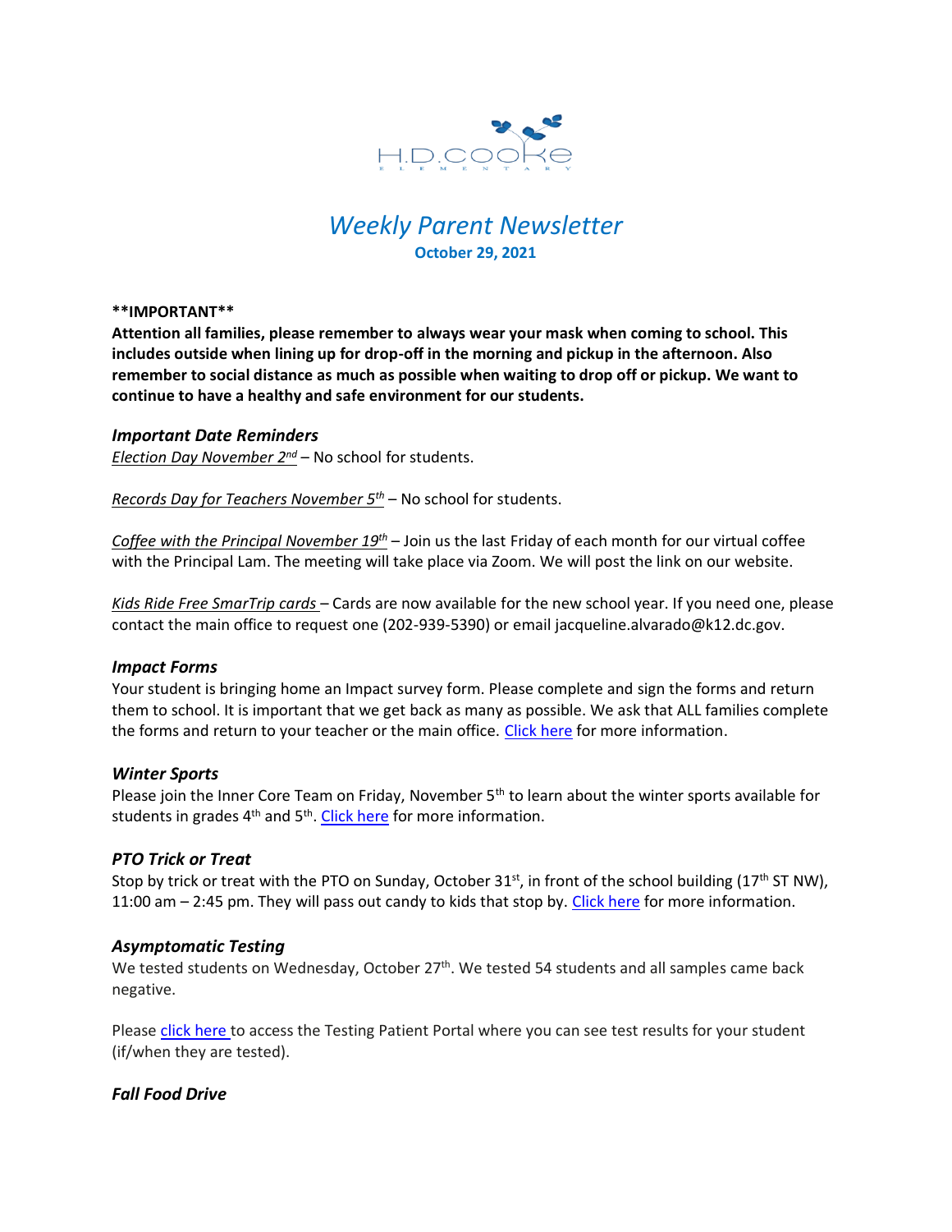H.D. COOKE ELEMENTARY

# *Weekly Parent Newsletter*

**October 29, 2021**

**\*\*IMPORTANT\*\***

**Attention all families, please remember to always wear your mask when coming to school. This includes outside when lining up for drop-off in the morning and pickup in the afternoon. Also remember to social distance as much as possible when waiting to drop off or pickup. We want to continue to have a healthy and safe environment for our students.**

### *Important Date Reminders*

*Election Day November 2nd* – No school for students.

*Records Day for Teachers November 5th* – No school for students.

*Coffee with the Principal November 19th* – Join us the last Friday of each month for our virtual coffee with the Principal Lam. The meeting will take place via Zoom. We will post the link on our website.

*Kids Ride Free SmarTrip cards* – Cards are now available for the new school year. If you need one, please contact the main office to request one (202-939-5390) or email jacqueline.alvarado@k12.dc.gov.

### *Impact Forms*

Your student is bringing home an Impact survey form. Please complete and sign the forms and return them to school. It is important that we get back as many as possible. We ask that ALL families complete the forms and return to your teacher or the main office. Click here for more information.

### *Winter Sports*

Please join the Inner Core Team on Friday, November 5th to learn about the winter sports available for students in grades 4th and 5th. Click here for more information.

### *PTO Trick or Treat*

Stop by trick or treat with the PTO on Sunday, October 31st, in front of the school building (17th ST NW), 11:00 am – 2:45 pm. They will pass out candy to kids that stop by. Click here for more information.

### *Asymptomatic Testing*

We tested students on Wednesday, October 27th. We tested 54 students and all samples came back negative.

Please click here to access the Testing Patient Portal where you can see test results for your student (if/when they are tested).

### *Fall Food Drive*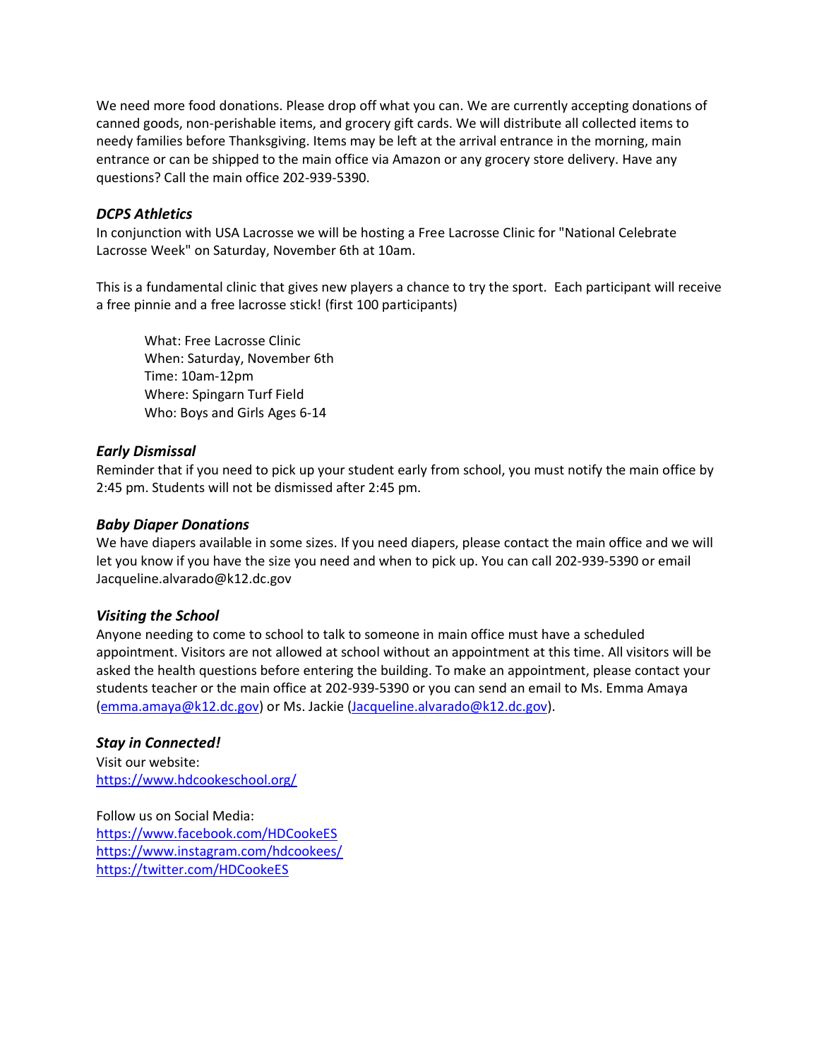We need more food donations. Please drop off what you can. We are currently accepting donations of canned goods, non-perishable items, and grocery gift cards. We will distribute all collected items to needy families before Thanksgiving. Items may be left at the arrival entrance in the morning, main entrance or can be shipped to the main office via Amazon or any grocery store delivery. Have any questions? Call the main office 202-939-5390.

### *DCPS Athletics*

In conjunction with USA Lacrosse we will be hosting a Free Lacrosse Clinic for "National Celebrate Lacrosse Week" on Saturday, November 6th at 10am.

This is a fundamental clinic that gives new players a chance to try the sport. Each participant will receive a free pinnie and a free lacrosse stick! (first 100 participants)

What: Free Lacrosse Clinic
When: Saturday, November 6th
Time: 10am-12pm
Where: Spingarn Turf Field
Who: Boys and Girls Ages 6-14

### *Early Dismissal*

Reminder that if you need to pick up your student early from school, you must notify the main office by 2:45 pm. Students will not be dismissed after 2:45 pm.

### *Baby Diaper Donations*

We have diapers available in some sizes. If you need diapers, please contact the main office and we will let you know if you have the size you need and when to pick up. You can call 202-939-5390 or email Jacqueline.alvarado@k12.dc.gov

### *Visiting the School*

Anyone needing to come to school to talk to someone in main office must have a scheduled appointment. Visitors are not allowed at school without an appointment at this time. All visitors will be asked the health questions before entering the building. To make an appointment, please contact your students teacher or the main office at 202-939-5390 or you can send an email to Ms. Emma Amaya (emma.amaya@k12.dc.gov) or Ms. Jackie (Jacqueline.alvarado@k12.dc.gov).

### *Stay in Connected!*

Visit our website:
https://www.hdcookeschool.org/

Follow us on Social Media:
https://www.facebook.com/HDCookeES
https://www.instagram.com/hdcookees/
https://twitter.com/HDCookeES